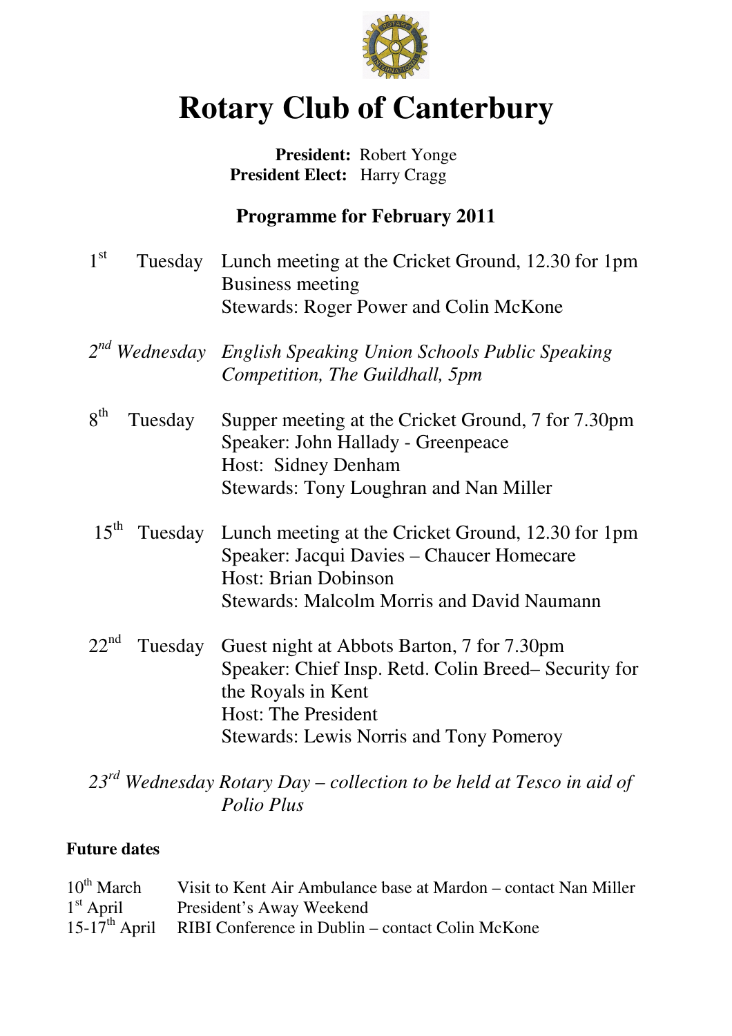# Rotary Club of Canterbury

**President:** Robert Yonge
**President Elect:** Harry Cragg

## Programme for February 2011

1st Tuesday Lunch meeting at the Cricket Ground, 12.30 for 1pm
Business meeting
Stewards: Roger Power and Colin McKone

*2nd Wednesday English Speaking Union Schools Public Speaking Competition, The Guildhall, 5pm*

8th Tuesday Supper meeting at the Cricket Ground, 7 for 7.30pm
Speaker: John Hallady - Greenpeace
Host: Sidney Denham
Stewards: Tony Loughran and Nan Miller

15th Tuesday Lunch meeting at the Cricket Ground, 12.30 for 1pm
Speaker: Jacqui Davies – Chaucer Homecare
Host: Brian Dobinson
Stewards: Malcolm Morris and David Naumann

22nd Tuesday Guest night at Abbots Barton, 7 for 7.30pm
Speaker: Chief Insp. Retd. Colin Breed– Security for the Royals in Kent
Host: The President
Stewards: Lewis Norris and Tony Pomeroy

*23rd Wednesday Rotary Day – collection to be held at Tesco in aid of Polio Plus*

**Future dates**

10th March Visit to Kent Air Ambulance base at Mardon – contact Nan Miller
1st April President's Away Weekend
15-17th April RIBI Conference in Dublin – contact Colin McKone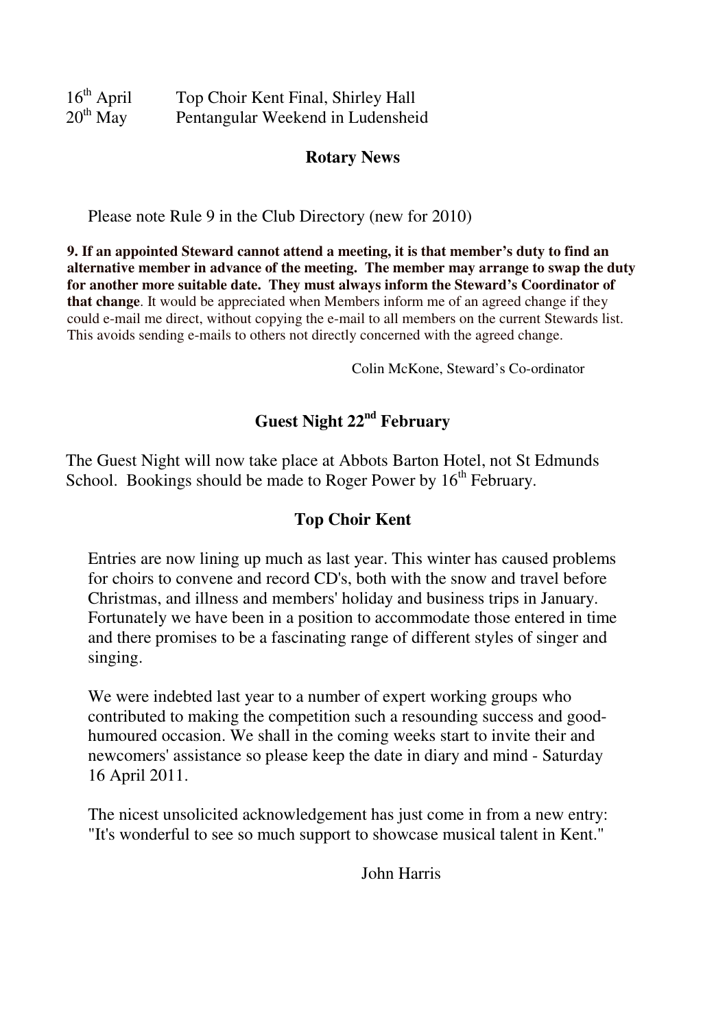| | |
|---|---|
| 16th April | Top Choir Kent Final, Shirley Hall |
| 20th May | Pentangular Weekend in Ludensheid |

## Rotary News

Please note Rule 9 in the Club Directory (new for 2010)

**9. If an appointed Steward cannot attend a meeting, it is that member's duty to find an alternative member in advance of the meeting. The member may arrange to swap the duty for another more suitable date. They must always inform the Steward's Coordinator of that change**. It would be appreciated when Members inform me of an agreed change if they could e-mail me direct, without copying the e-mail to all members on the current Stewards list. This avoids sending e-mails to others not directly concerned with the agreed change.

Colin McKone, Steward's Co-ordinator

## Guest Night 22nd February

The Guest Night will now take place at Abbots Barton Hotel, not St Edmunds School. Bookings should be made to Roger Power by 16th February.

## Top Choir Kent

Entries are now lining up much as last year. This winter has caused problems for choirs to convene and record CD's, both with the snow and travel before Christmas, and illness and members' holiday and business trips in January. Fortunately we have been in a position to accommodate those entered in time and there promises to be a fascinating range of different styles of singer and singing.

We were indebted last year to a number of expert working groups who contributed to making the competition such a resounding success and good-humoured occasion. We shall in the coming weeks start to invite their and newcomers' assistance so please keep the date in diary and mind - Saturday 16 April 2011.

The nicest unsolicited acknowledgement has just come in from a new entry: "It's wonderful to see so much support to showcase musical talent in Kent."

John Harris